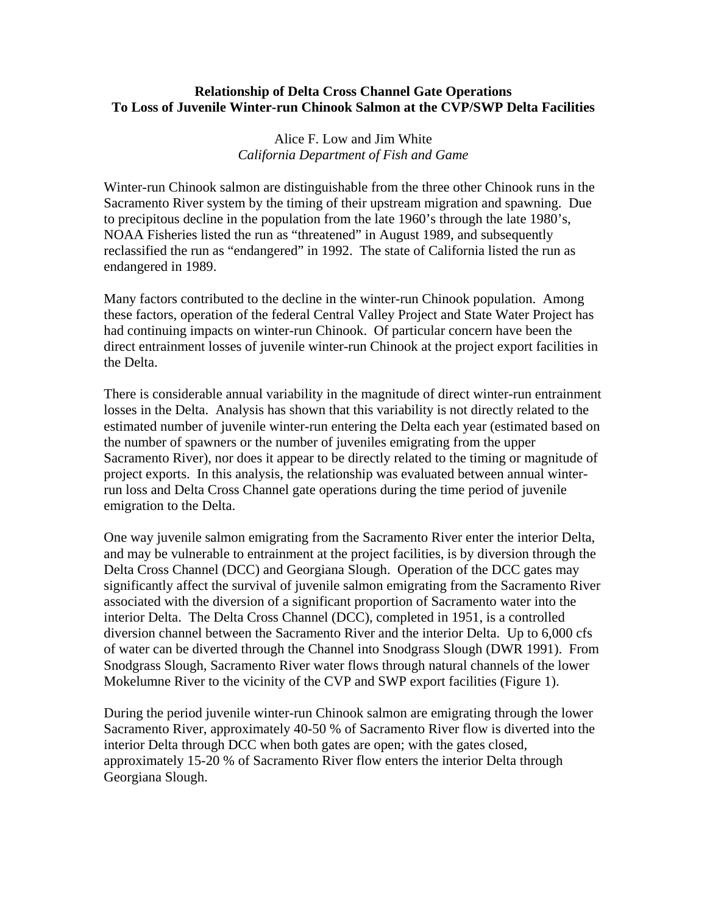# Relationship of Delta Cross Channel Gate Operations To Loss of Juvenile Winter-run Chinook Salmon at the CVP/SWP Delta Facilities

Alice F. Low and Jim White
*California Department of Fish and Game*

Winter-run Chinook salmon are distinguishable from the three other Chinook runs in the Sacramento River system by the timing of their upstream migration and spawning. Due to precipitous decline in the population from the late 1960's through the late 1980's, NOAA Fisheries listed the run as "threatened" in August 1989, and subsequently reclassified the run as "endangered" in 1992. The state of California listed the run as endangered in 1989.

Many factors contributed to the decline in the winter-run Chinook population. Among these factors, operation of the federal Central Valley Project and State Water Project has had continuing impacts on winter-run Chinook. Of particular concern have been the direct entrainment losses of juvenile winter-run Chinook at the project export facilities in the Delta.

There is considerable annual variability in the magnitude of direct winter-run entrainment losses in the Delta. Analysis has shown that this variability is not directly related to the estimated number of juvenile winter-run entering the Delta each year (estimated based on the number of spawners or the number of juveniles emigrating from the upper Sacramento River), nor does it appear to be directly related to the timing or magnitude of project exports. In this analysis, the relationship was evaluated between annual winter-run loss and Delta Cross Channel gate operations during the time period of juvenile emigration to the Delta.

One way juvenile salmon emigrating from the Sacramento River enter the interior Delta, and may be vulnerable to entrainment at the project facilities, is by diversion through the Delta Cross Channel (DCC) and Georgiana Slough. Operation of the DCC gates may significantly affect the survival of juvenile salmon emigrating from the Sacramento River associated with the diversion of a significant proportion of Sacramento water into the interior Delta. The Delta Cross Channel (DCC), completed in 1951, is a controlled diversion channel between the Sacramento River and the interior Delta. Up to 6,000 cfs of water can be diverted through the Channel into Snodgrass Slough (DWR 1991). From Snodgrass Slough, Sacramento River water flows through natural channels of the lower Mokelumne River to the vicinity of the CVP and SWP export facilities (Figure 1).

During the period juvenile winter-run Chinook salmon are emigrating through the lower Sacramento River, approximately 40-50 % of Sacramento River flow is diverted into the interior Delta through DCC when both gates are open; with the gates closed, approximately 15-20 % of Sacramento River flow enters the interior Delta through Georgiana Slough.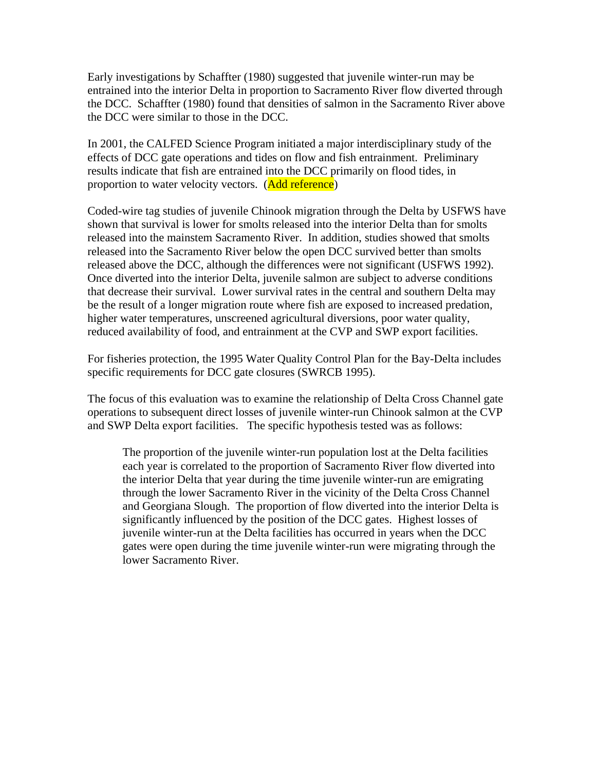Early investigations by Schaffter (1980) suggested that juvenile winter-run may be entrained into the interior Delta in proportion to Sacramento River flow diverted through the DCC. Schaffter (1980) found that densities of salmon in the Sacramento River above the DCC were similar to those in the DCC.

In 2001, the CALFED Science Program initiated a major interdisciplinary study of the effects of DCC gate operations and tides on flow and fish entrainment. Preliminary results indicate that fish are entrained into the DCC primarily on flood tides, in proportion to water velocity vectors. (Add reference)

Coded-wire tag studies of juvenile Chinook migration through the Delta by USFWS have shown that survival is lower for smolts released into the interior Delta than for smolts released into the mainstem Sacramento River. In addition, studies showed that smolts released into the Sacramento River below the open DCC survived better than smolts released above the DCC, although the differences were not significant (USFWS 1992). Once diverted into the interior Delta, juvenile salmon are subject to adverse conditions that decrease their survival. Lower survival rates in the central and southern Delta may be the result of a longer migration route where fish are exposed to increased predation, higher water temperatures, unscreened agricultural diversions, poor water quality, reduced availability of food, and entrainment at the CVP and SWP export facilities.

For fisheries protection, the 1995 Water Quality Control Plan for the Bay-Delta includes specific requirements for DCC gate closures (SWRCB 1995).

The focus of this evaluation was to examine the relationship of Delta Cross Channel gate operations to subsequent direct losses of juvenile winter-run Chinook salmon at the CVP and SWP Delta export facilities. The specific hypothesis tested was as follows:

> The proportion of the juvenile winter-run population lost at the Delta facilities each year is correlated to the proportion of Sacramento River flow diverted into the interior Delta that year during the time juvenile winter-run are emigrating through the lower Sacramento River in the vicinity of the Delta Cross Channel and Georgiana Slough. The proportion of flow diverted into the interior Delta is significantly influenced by the position of the DCC gates. Highest losses of juvenile winter-run at the Delta facilities has occurred in years when the DCC gates were open during the time juvenile winter-run were migrating through the lower Sacramento River.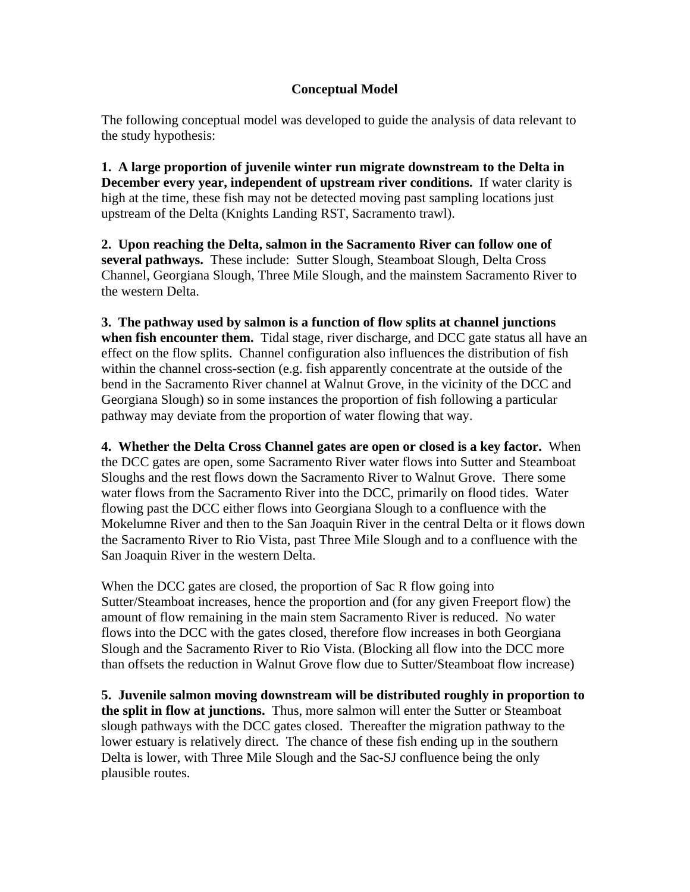## Conceptual Model

The following conceptual model was developed to guide the analysis of data relevant to the study hypothesis:

**1. A large proportion of juvenile winter run migrate downstream to the Delta in December every year, independent of upstream river conditions.** If water clarity is high at the time, these fish may not be detected moving past sampling locations just upstream of the Delta (Knights Landing RST, Sacramento trawl).

**2. Upon reaching the Delta, salmon in the Sacramento River can follow one of several pathways.** These include: Sutter Slough, Steamboat Slough, Delta Cross Channel, Georgiana Slough, Three Mile Slough, and the mainstem Sacramento River to the western Delta.

**3. The pathway used by salmon is a function of flow splits at channel junctions when fish encounter them.** Tidal stage, river discharge, and DCC gate status all have an effect on the flow splits. Channel configuration also influences the distribution of fish within the channel cross-section (e.g. fish apparently concentrate at the outside of the bend in the Sacramento River channel at Walnut Grove, in the vicinity of the DCC and Georgiana Slough) so in some instances the proportion of fish following a particular pathway may deviate from the proportion of water flowing that way.

**4. Whether the Delta Cross Channel gates are open or closed is a key factor.** When the DCC gates are open, some Sacramento River water flows into Sutter and Steamboat Sloughs and the rest flows down the Sacramento River to Walnut Grove. There some water flows from the Sacramento River into the DCC, primarily on flood tides. Water flowing past the DCC either flows into Georgiana Slough to a confluence with the Mokelumne River and then to the San Joaquin River in the central Delta or it flows down the Sacramento River to Rio Vista, past Three Mile Slough and to a confluence with the San Joaquin River in the western Delta.

When the DCC gates are closed, the proportion of Sac R flow going into Sutter/Steamboat increases, hence the proportion and (for any given Freeport flow) the amount of flow remaining in the main stem Sacramento River is reduced. No water flows into the DCC with the gates closed, therefore flow increases in both Georgiana Slough and the Sacramento River to Rio Vista. (Blocking all flow into the DCC more than offsets the reduction in Walnut Grove flow due to Sutter/Steamboat flow increase)

**5. Juvenile salmon moving downstream will be distributed roughly in proportion to the split in flow at junctions.** Thus, more salmon will enter the Sutter or Steamboat slough pathways with the DCC gates closed. Thereafter the migration pathway to the lower estuary is relatively direct. The chance of these fish ending up in the southern Delta is lower, with Three Mile Slough and the Sac-SJ confluence being the only plausible routes.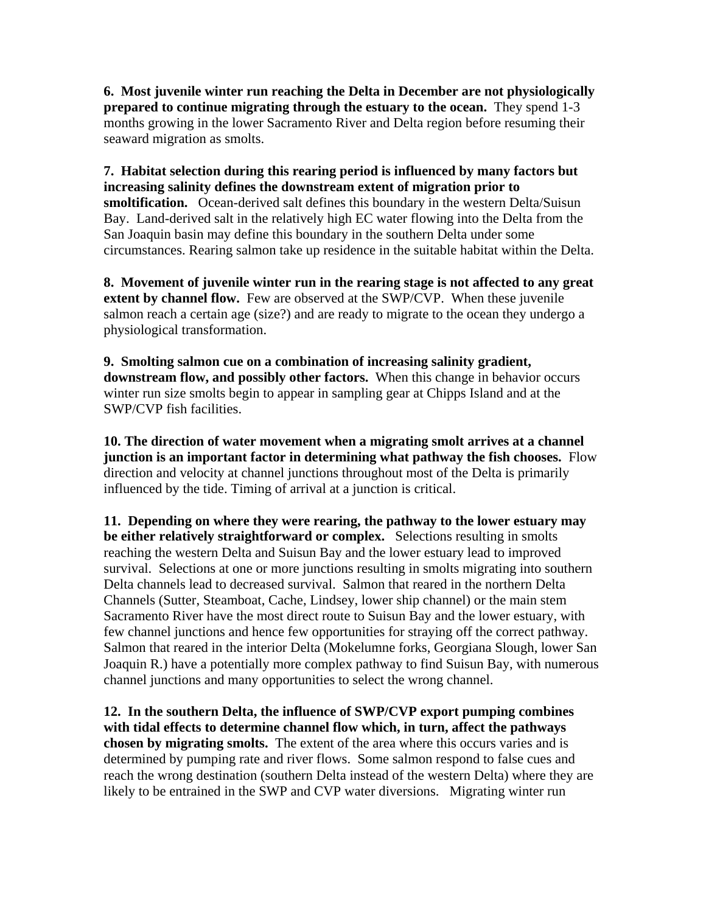**6. Most juvenile winter run reaching the Delta in December are not physiologically prepared to continue migrating through the estuary to the ocean.** They spend 1-3 months growing in the lower Sacramento River and Delta region before resuming their seaward migration as smolts.

**7. Habitat selection during this rearing period is influenced by many factors but increasing salinity defines the downstream extent of migration prior to smoltification.** Ocean-derived salt defines this boundary in the western Delta/Suisun Bay. Land-derived salt in the relatively high EC water flowing into the Delta from the San Joaquin basin may define this boundary in the southern Delta under some circumstances. Rearing salmon take up residence in the suitable habitat within the Delta.

**8. Movement of juvenile winter run in the rearing stage is not affected to any great extent by channel flow.** Few are observed at the SWP/CVP. When these juvenile salmon reach a certain age (size?) and are ready to migrate to the ocean they undergo a physiological transformation.

**9. Smolting salmon cue on a combination of increasing salinity gradient, downstream flow, and possibly other factors.** When this change in behavior occurs winter run size smolts begin to appear in sampling gear at Chipps Island and at the SWP/CVP fish facilities.

**10. The direction of water movement when a migrating smolt arrives at a channel junction is an important factor in determining what pathway the fish chooses.** Flow direction and velocity at channel junctions throughout most of the Delta is primarily influenced by the tide. Timing of arrival at a junction is critical.

**11. Depending on where they were rearing, the pathway to the lower estuary may be either relatively straightforward or complex.** Selections resulting in smolts reaching the western Delta and Suisun Bay and the lower estuary lead to improved survival. Selections at one or more junctions resulting in smolts migrating into southern Delta channels lead to decreased survival. Salmon that reared in the northern Delta Channels (Sutter, Steamboat, Cache, Lindsey, lower ship channel) or the main stem Sacramento River have the most direct route to Suisun Bay and the lower estuary, with few channel junctions and hence few opportunities for straying off the correct pathway. Salmon that reared in the interior Delta (Mokelumne forks, Georgiana Slough, lower San Joaquin R.) have a potentially more complex pathway to find Suisun Bay, with numerous channel junctions and many opportunities to select the wrong channel.

**12. In the southern Delta, the influence of SWP/CVP export pumping combines with tidal effects to determine channel flow which, in turn, affect the pathways chosen by migrating smolts.** The extent of the area where this occurs varies and is determined by pumping rate and river flows. Some salmon respond to false cues and reach the wrong destination (southern Delta instead of the western Delta) where they are likely to be entrained in the SWP and CVP water diversions. Migrating winter run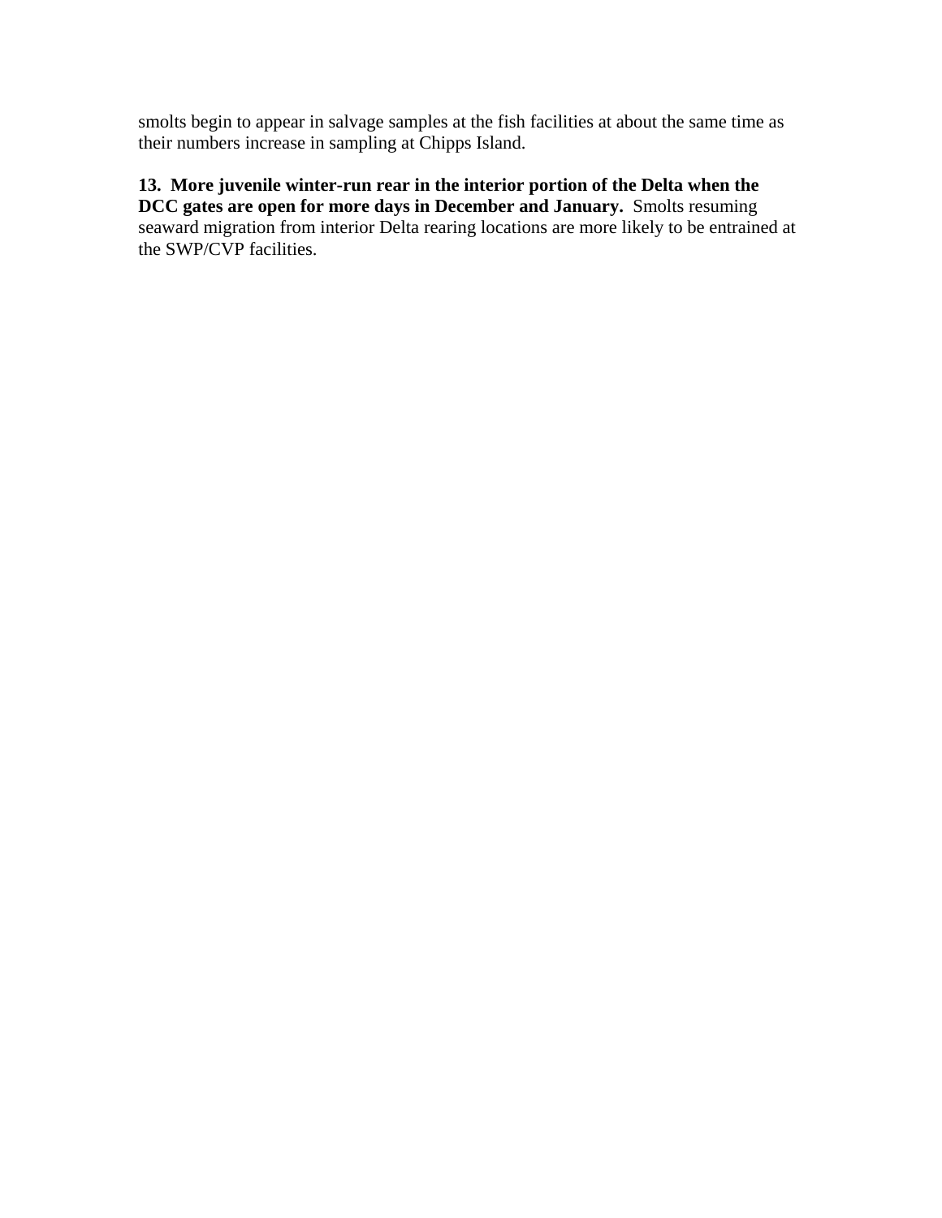smolts begin to appear in salvage samples at the fish facilities at about the same time as their numbers increase in sampling at Chipps Island.

**13. More juvenile winter-run rear in the interior portion of the Delta when the DCC gates are open for more days in December and January.** Smolts resuming seaward migration from interior Delta rearing locations are more likely to be entrained at the SWP/CVP facilities.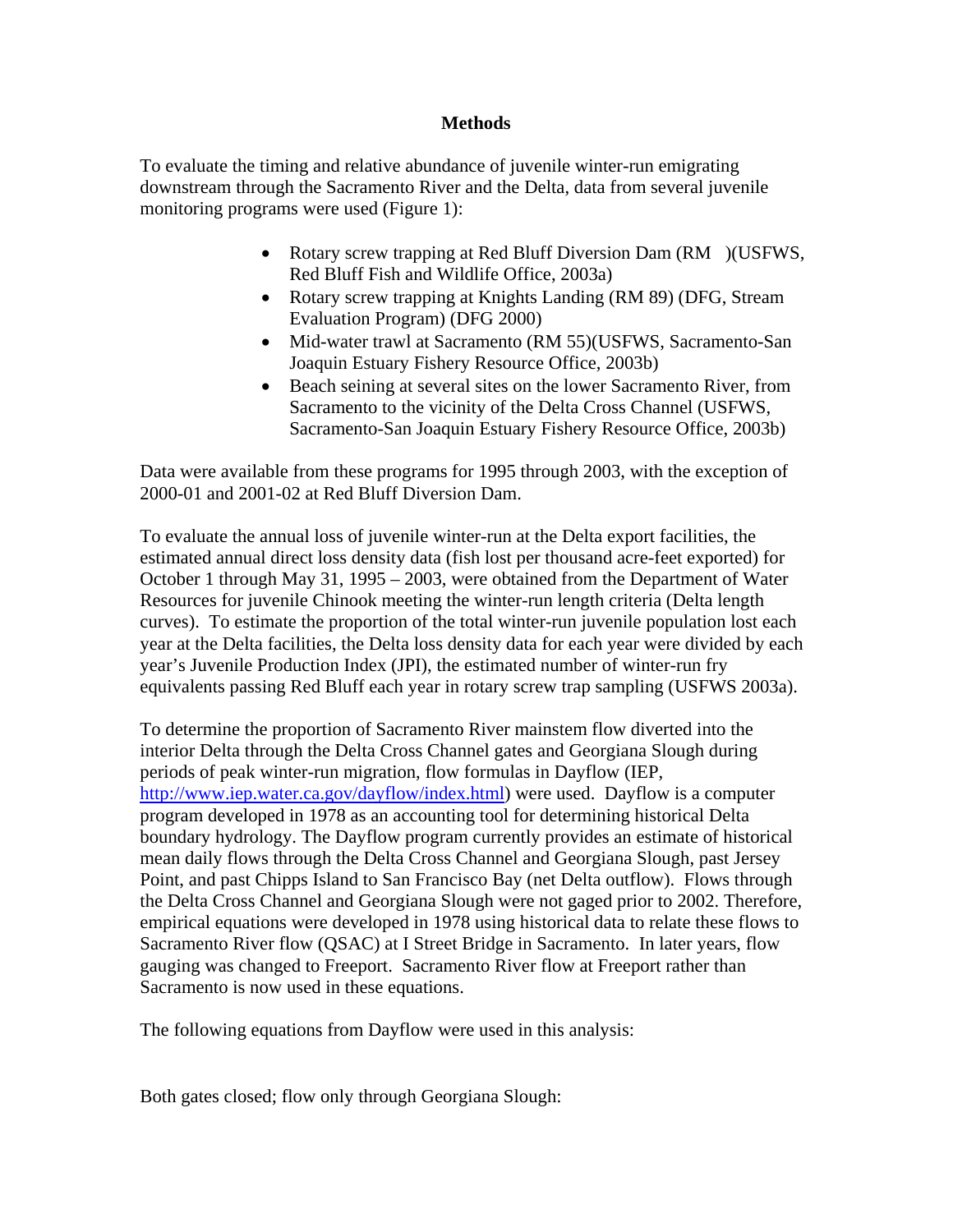## Methods

To evaluate the timing and relative abundance of juvenile winter-run emigrating downstream through the Sacramento River and the Delta, data from several juvenile monitoring programs were used (Figure 1):

- Rotary screw trapping at Red Bluff Diversion Dam (RM )(USFWS, Red Bluff Fish and Wildlife Office, 2003a)
- Rotary screw trapping at Knights Landing (RM 89) (DFG, Stream Evaluation Program) (DFG 2000)
- Mid-water trawl at Sacramento (RM 55)(USFWS, Sacramento-San Joaquin Estuary Fishery Resource Office, 2003b)
- Beach seining at several sites on the lower Sacramento River, from Sacramento to the vicinity of the Delta Cross Channel (USFWS, Sacramento-San Joaquin Estuary Fishery Resource Office, 2003b)

Data were available from these programs for 1995 through 2003, with the exception of 2000-01 and 2001-02 at Red Bluff Diversion Dam.

To evaluate the annual loss of juvenile winter-run at the Delta export facilities, the estimated annual direct loss density data (fish lost per thousand acre-feet exported) for October 1 through May 31, 1995 – 2003, were obtained from the Department of Water Resources for juvenile Chinook meeting the winter-run length criteria (Delta length curves). To estimate the proportion of the total winter-run juvenile population lost each year at the Delta facilities, the Delta loss density data for each year were divided by each year's Juvenile Production Index (JPI), the estimated number of winter-run fry equivalents passing Red Bluff each year in rotary screw trap sampling (USFWS 2003a).

To determine the proportion of Sacramento River mainstem flow diverted into the interior Delta through the Delta Cross Channel gates and Georgiana Slough during periods of peak winter-run migration, flow formulas in Dayflow (IEP, http://www.iep.water.ca.gov/dayflow/index.html) were used. Dayflow is a computer program developed in 1978 as an accounting tool for determining historical Delta boundary hydrology. The Dayflow program currently provides an estimate of historical mean daily flows through the Delta Cross Channel and Georgiana Slough, past Jersey Point, and past Chipps Island to San Francisco Bay (net Delta outflow). Flows through the Delta Cross Channel and Georgiana Slough were not gaged prior to 2002. Therefore, empirical equations were developed in 1978 using historical data to relate these flows to Sacramento River flow (QSAC) at I Street Bridge in Sacramento. In later years, flow gauging was changed to Freeport. Sacramento River flow at Freeport rather than Sacramento is now used in these equations.

The following equations from Dayflow were used in this analysis:

Both gates closed; flow only through Georgiana Slough: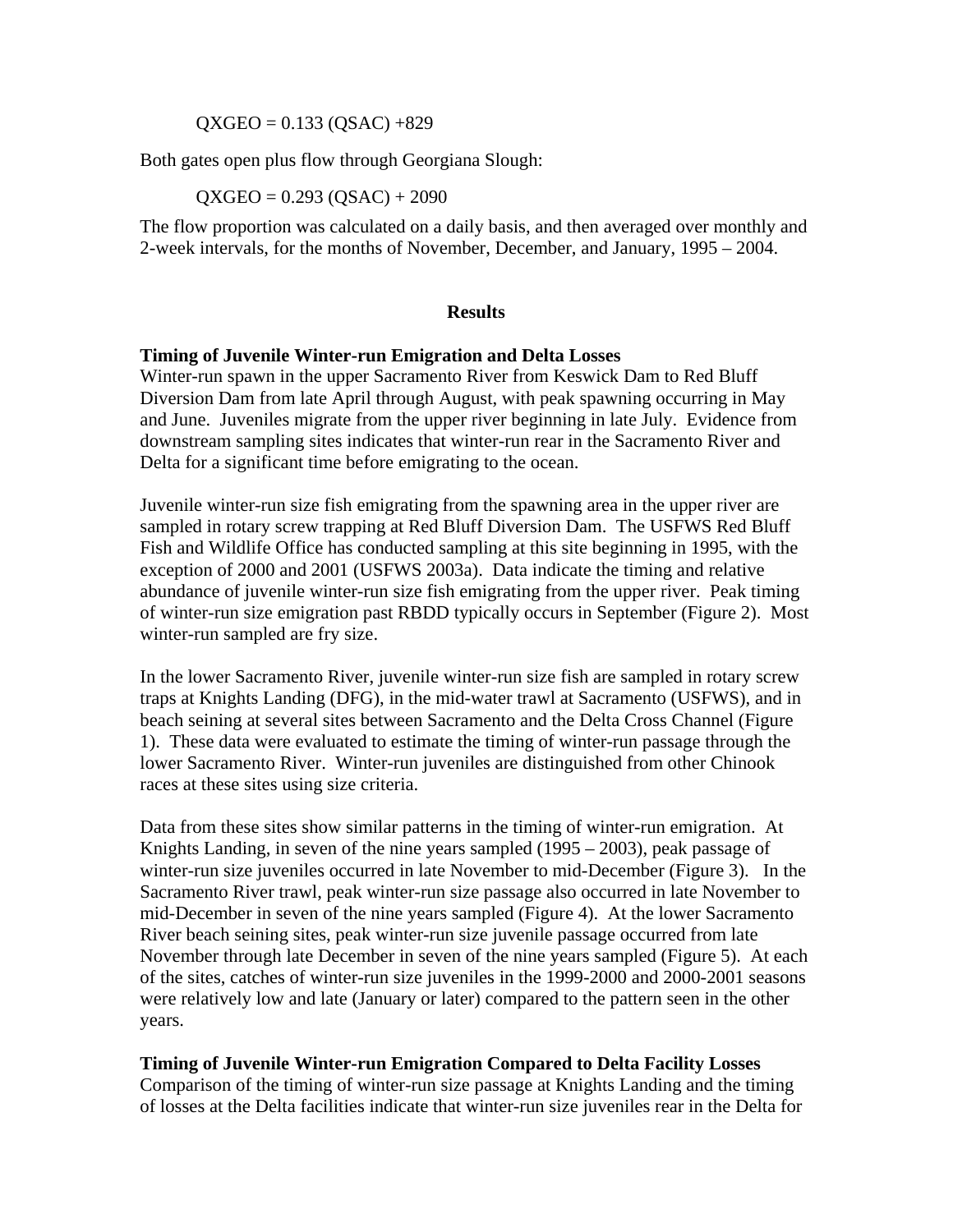$$QXGEO = 0.133 (QSAC) + 829$$

Both gates open plus flow through Georgiana Slough:

$$QXGEO = 0.293 (QSAC) + 2090$$

The flow proportion was calculated on a daily basis, and then averaged over monthly and 2-week intervals, for the months of November, December, and January, 1995 – 2004.

## Results

### Timing of Juvenile Winter-run Emigration and Delta Losses

Winter-run spawn in the upper Sacramento River from Keswick Dam to Red Bluff Diversion Dam from late April through August, with peak spawning occurring in May and June. Juveniles migrate from the upper river beginning in late July. Evidence from downstream sampling sites indicates that winter-run rear in the Sacramento River and Delta for a significant time before emigrating to the ocean.

Juvenile winter-run size fish emigrating from the spawning area in the upper river are sampled in rotary screw trapping at Red Bluff Diversion Dam. The USFWS Red Bluff Fish and Wildlife Office has conducted sampling at this site beginning in 1995, with the exception of 2000 and 2001 (USFWS 2003a). Data indicate the timing and relative abundance of juvenile winter-run size fish emigrating from the upper river. Peak timing of winter-run size emigration past RBDD typically occurs in September (Figure 2). Most winter-run sampled are fry size.

In the lower Sacramento River, juvenile winter-run size fish are sampled in rotary screw traps at Knights Landing (DFG), in the mid-water trawl at Sacramento (USFWS), and in beach seining at several sites between Sacramento and the Delta Cross Channel (Figure 1). These data were evaluated to estimate the timing of winter-run passage through the lower Sacramento River. Winter-run juveniles are distinguished from other Chinook races at these sites using size criteria.

Data from these sites show similar patterns in the timing of winter-run emigration. At Knights Landing, in seven of the nine years sampled (1995 – 2003), peak passage of winter-run size juveniles occurred in late November to mid-December (Figure 3). In the Sacramento River trawl, peak winter-run size passage also occurred in late November to mid-December in seven of the nine years sampled (Figure 4). At the lower Sacramento River beach seining sites, peak winter-run size juvenile passage occurred from late November through late December in seven of the nine years sampled (Figure 5). At each of the sites, catches of winter-run size juveniles in the 1999-2000 and 2000-2001 seasons were relatively low and late (January or later) compared to the pattern seen in the other years.

### Timing of Juvenile Winter-run Emigration Compared to Delta Facility Losses

Comparison of the timing of winter-run size passage at Knights Landing and the timing of losses at the Delta facilities indicate that winter-run size juveniles rear in the Delta for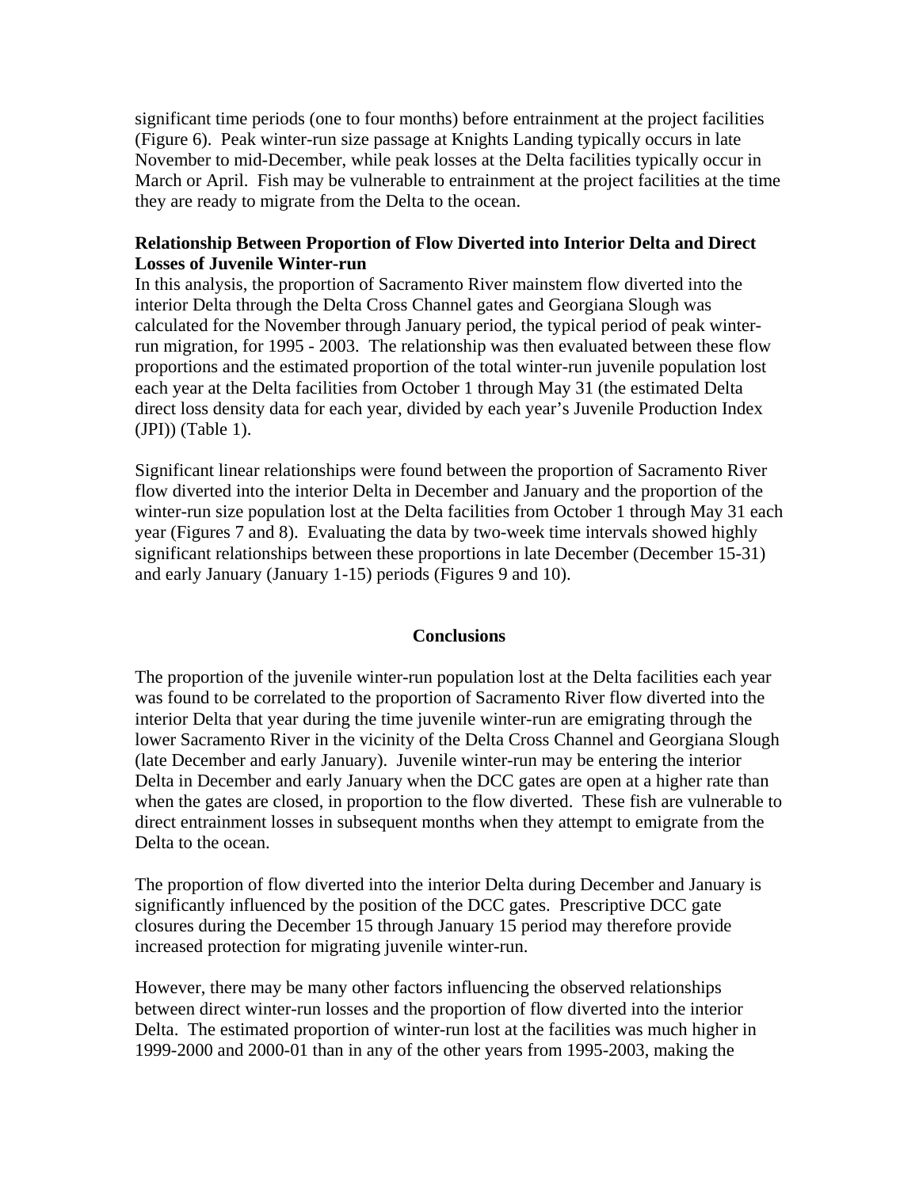significant time periods (one to four months) before entrainment at the project facilities (Figure 6). Peak winter-run size passage at Knights Landing typically occurs in late November to mid-December, while peak losses at the Delta facilities typically occur in March or April. Fish may be vulnerable to entrainment at the project facilities at the time they are ready to migrate from the Delta to the ocean.

**Relationship Between Proportion of Flow Diverted into Interior Delta and Direct Losses of Juvenile Winter-run**

In this analysis, the proportion of Sacramento River mainstem flow diverted into the interior Delta through the Delta Cross Channel gates and Georgiana Slough was calculated for the November through January period, the typical period of peak winter-run migration, for 1995 - 2003. The relationship was then evaluated between these flow proportions and the estimated proportion of the total winter-run juvenile population lost each year at the Delta facilities from October 1 through May 31 (the estimated Delta direct loss density data for each year, divided by each year's Juvenile Production Index (JPI)) (Table 1).

Significant linear relationships were found between the proportion of Sacramento River flow diverted into the interior Delta in December and January and the proportion of the winter-run size population lost at the Delta facilities from October 1 through May 31 each year (Figures 7 and 8). Evaluating the data by two-week time intervals showed highly significant relationships between these proportions in late December (December 15-31) and early January (January 1-15) periods (Figures 9 and 10).

## Conclusions

The proportion of the juvenile winter-run population lost at the Delta facilities each year was found to be correlated to the proportion of Sacramento River flow diverted into the interior Delta that year during the time juvenile winter-run are emigrating through the lower Sacramento River in the vicinity of the Delta Cross Channel and Georgiana Slough (late December and early January). Juvenile winter-run may be entering the interior Delta in December and early January when the DCC gates are open at a higher rate than when the gates are closed, in proportion to the flow diverted. These fish are vulnerable to direct entrainment losses in subsequent months when they attempt to emigrate from the Delta to the ocean.

The proportion of flow diverted into the interior Delta during December and January is significantly influenced by the position of the DCC gates. Prescriptive DCC gate closures during the December 15 through January 15 period may therefore provide increased protection for migrating juvenile winter-run.

However, there may be many other factors influencing the observed relationships between direct winter-run losses and the proportion of flow diverted into the interior Delta. The estimated proportion of winter-run lost at the facilities was much higher in 1999-2000 and 2000-01 than in any of the other years from 1995-2003, making the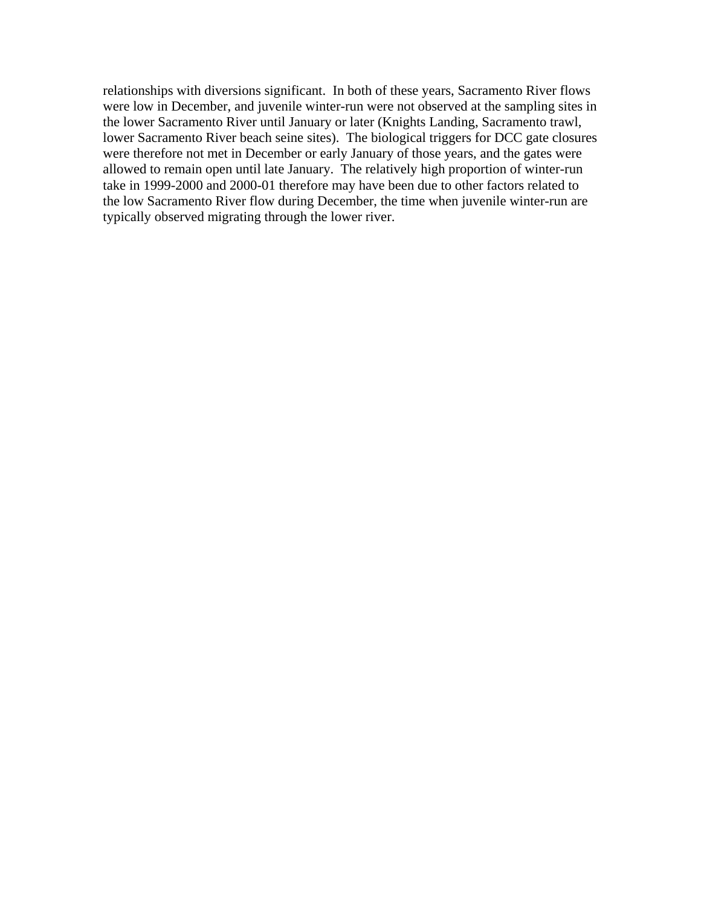relationships with diversions significant. In both of these years, Sacramento River flows were low in December, and juvenile winter-run were not observed at the sampling sites in the lower Sacramento River until January or later (Knights Landing, Sacramento trawl, lower Sacramento River beach seine sites). The biological triggers for DCC gate closures were therefore not met in December or early January of those years, and the gates were allowed to remain open until late January. The relatively high proportion of winter-run take in 1999-2000 and 2000-01 therefore may have been due to other factors related to the low Sacramento River flow during December, the time when juvenile winter-run are typically observed migrating through the lower river.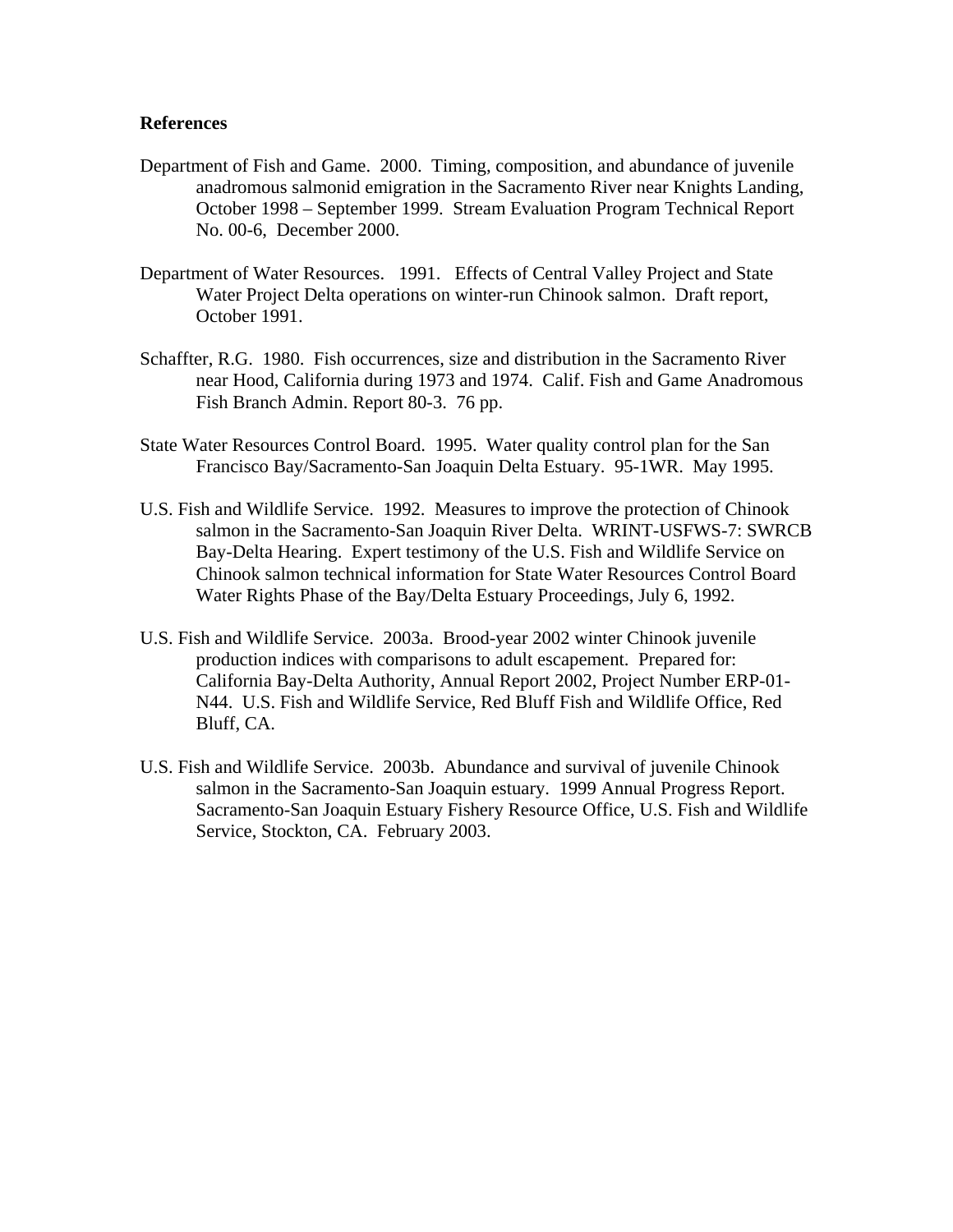## References

Department of Fish and Game. 2000. Timing, composition, and abundance of juvenile anadromous salmonid emigration in the Sacramento River near Knights Landing, October 1998 – September 1999. Stream Evaluation Program Technical Report No. 00-6, December 2000.

Department of Water Resources. 1991. Effects of Central Valley Project and State Water Project Delta operations on winter-run Chinook salmon. Draft report, October 1991.

Schaffter, R.G. 1980. Fish occurrences, size and distribution in the Sacramento River near Hood, California during 1973 and 1974. Calif. Fish and Game Anadromous Fish Branch Admin. Report 80-3. 76 pp.

State Water Resources Control Board. 1995. Water quality control plan for the San Francisco Bay/Sacramento-San Joaquin Delta Estuary. 95-1WR. May 1995.

U.S. Fish and Wildlife Service. 1992. Measures to improve the protection of Chinook salmon in the Sacramento-San Joaquin River Delta. WRINT-USFWS-7: SWRCB Bay-Delta Hearing. Expert testimony of the U.S. Fish and Wildlife Service on Chinook salmon technical information for State Water Resources Control Board Water Rights Phase of the Bay/Delta Estuary Proceedings, July 6, 1992.

U.S. Fish and Wildlife Service. 2003a. Brood-year 2002 winter Chinook juvenile production indices with comparisons to adult escapement. Prepared for: California Bay-Delta Authority, Annual Report 2002, Project Number ERP-01-N44. U.S. Fish and Wildlife Service, Red Bluff Fish and Wildlife Office, Red Bluff, CA.

U.S. Fish and Wildlife Service. 2003b. Abundance and survival of juvenile Chinook salmon in the Sacramento-San Joaquin estuary. 1999 Annual Progress Report. Sacramento-San Joaquin Estuary Fishery Resource Office, U.S. Fish and Wildlife Service, Stockton, CA. February 2003.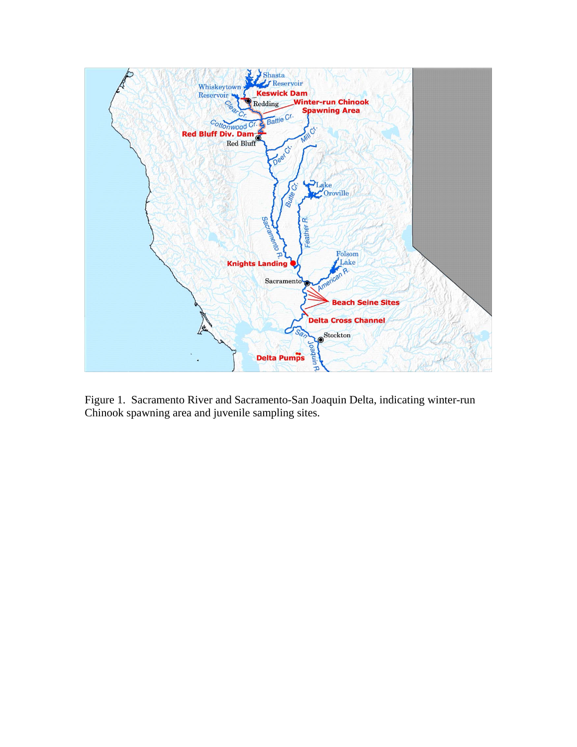Figure 1. Sacramento River and Sacramento-San Joaquin Delta, indicating winter-run Chinook spawning area and juvenile sampling sites.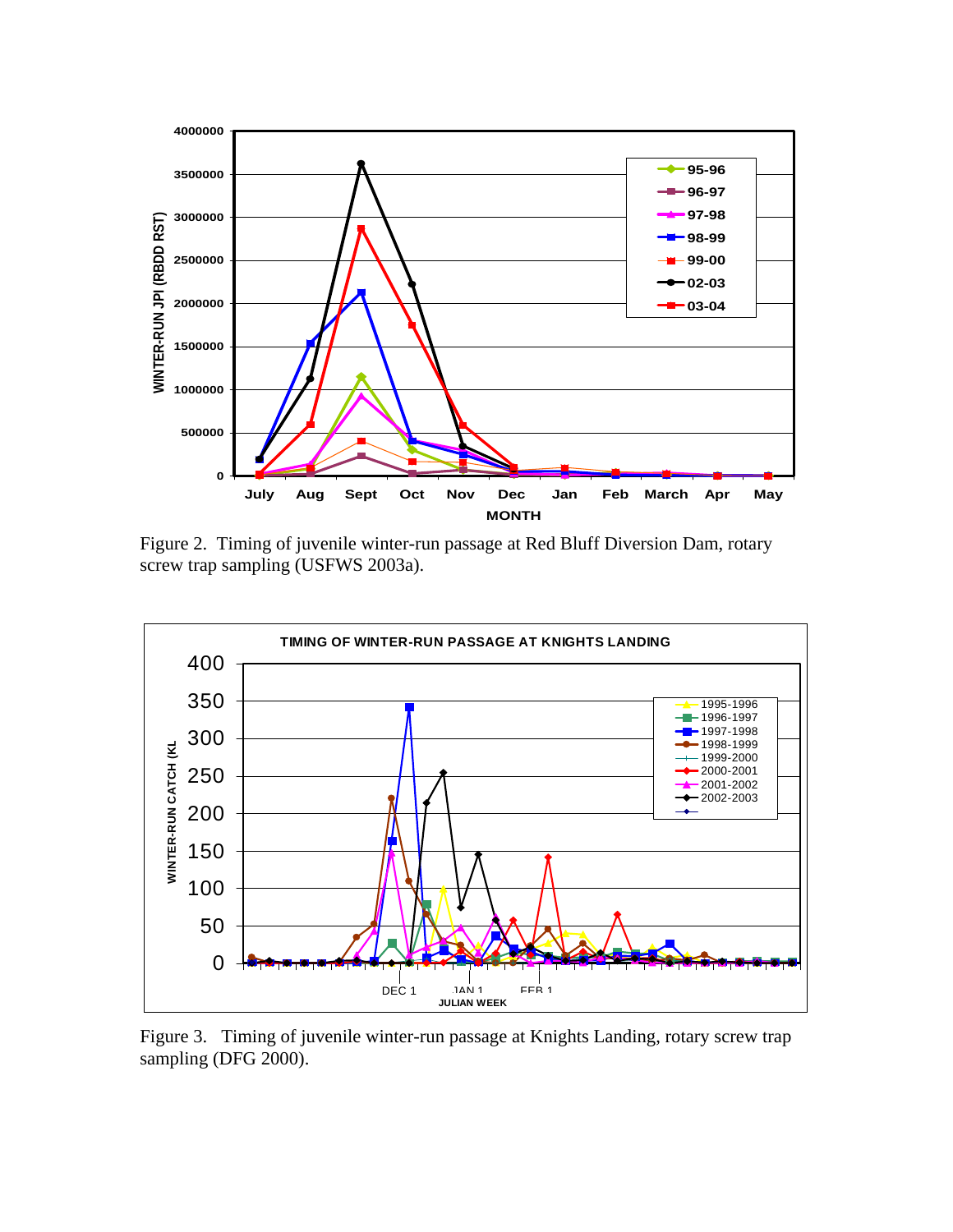Figure 2. Timing of juvenile winter-run passage at Red Bluff Diversion Dam, rotary screw trap sampling (USFWS 2003a).

Figure 3. Timing of juvenile winter-run passage at Knights Landing, rotary screw trap sampling (DFG 2000).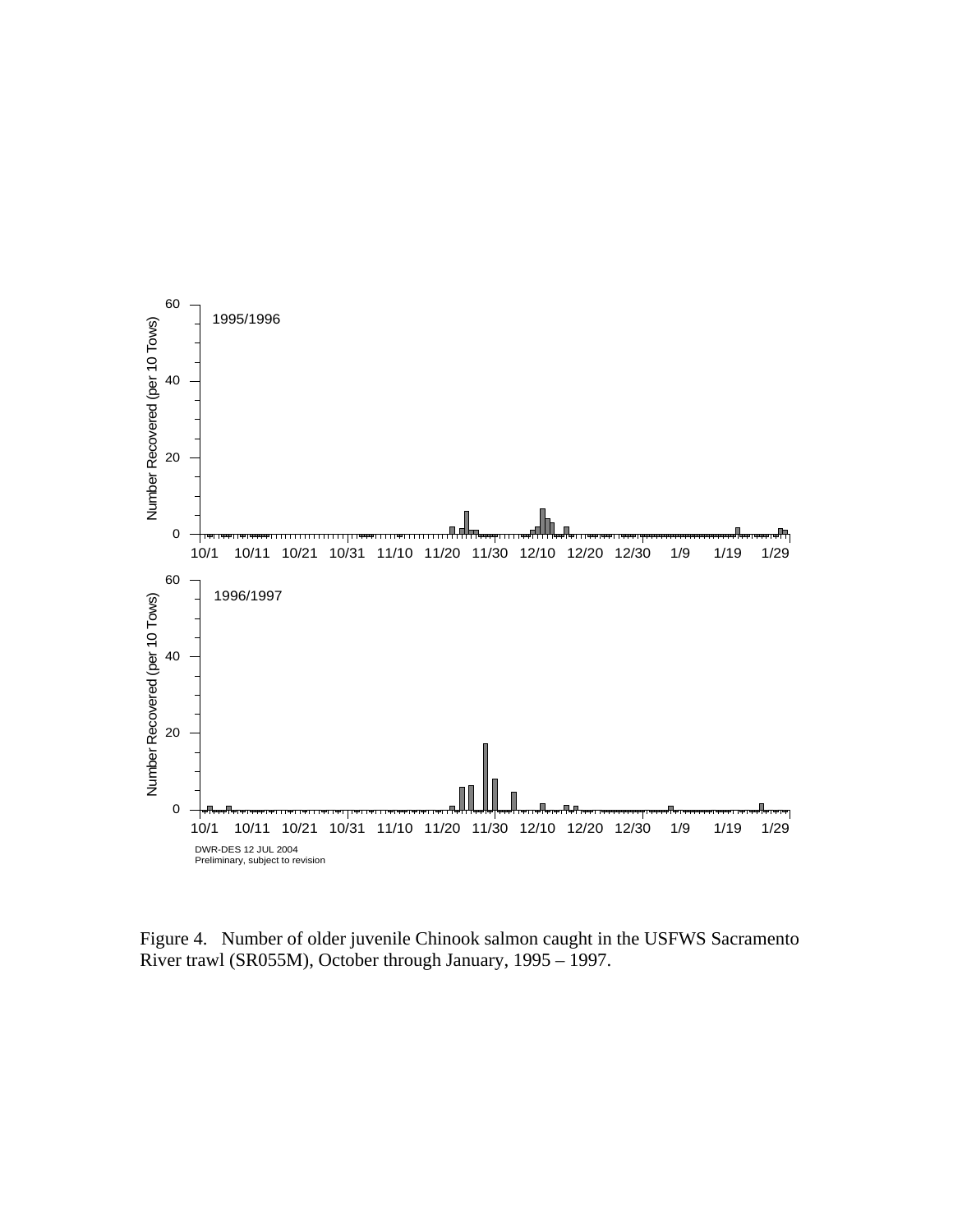Figure 4. Number of older juvenile Chinook salmon caught in the USFWS Sacramento River trawl (SR055M), October through January, 1995 – 1997.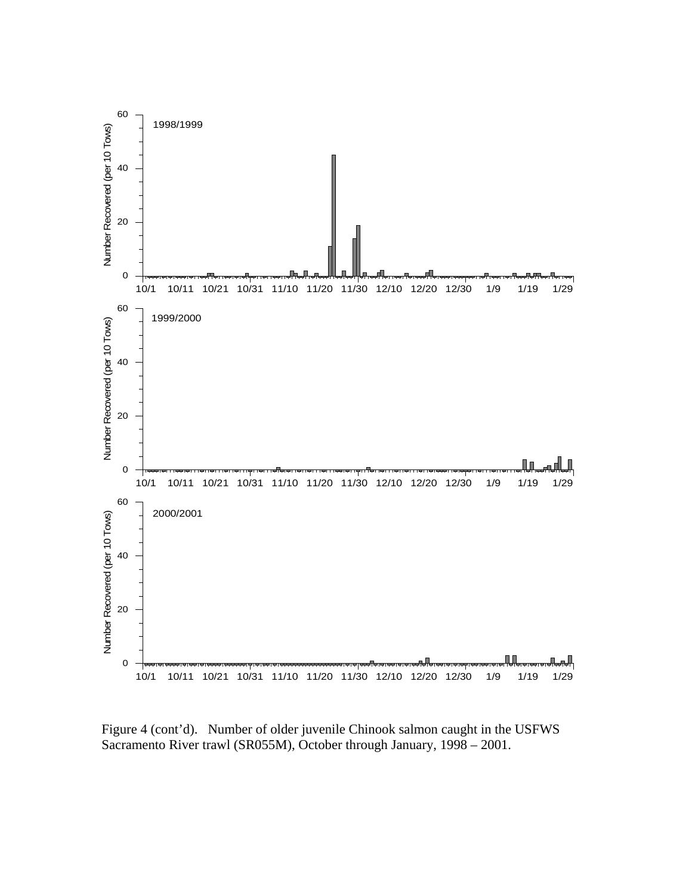Figure 4 (cont'd). Number of older juvenile Chinook salmon caught in the USFWS Sacramento River trawl (SR055M), October through January, 1998 – 2001.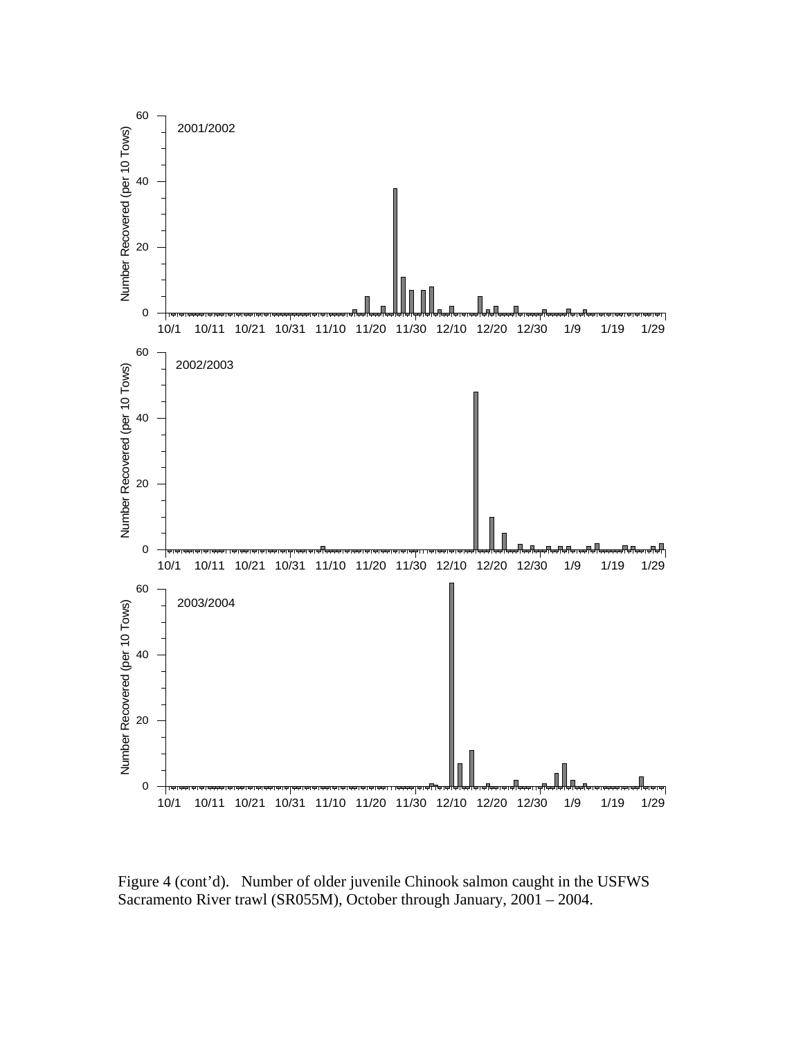Figure 4 (cont'd). Number of older juvenile Chinook salmon caught in the USFWS Sacramento River trawl (SR055M), October through January, 2001 – 2004.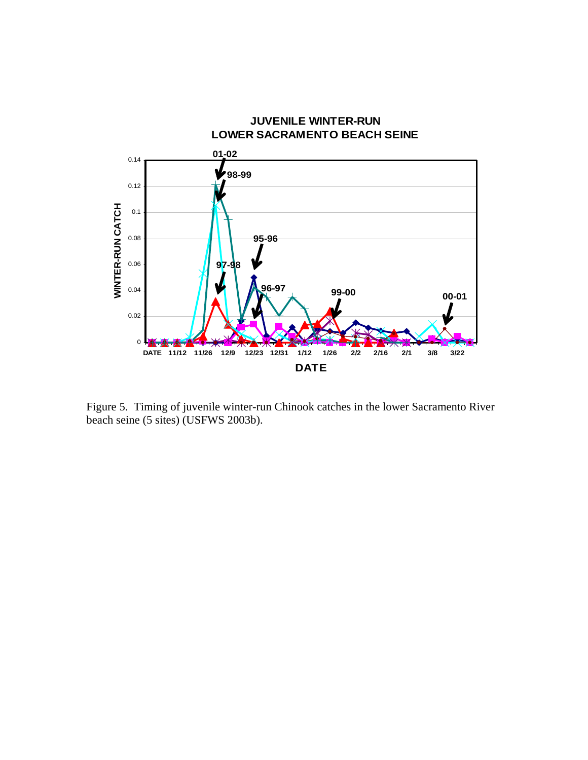Figure 5. Timing of juvenile winter-run Chinook catches in the lower Sacramento River beach seine (5 sites) (USFWS 2003b).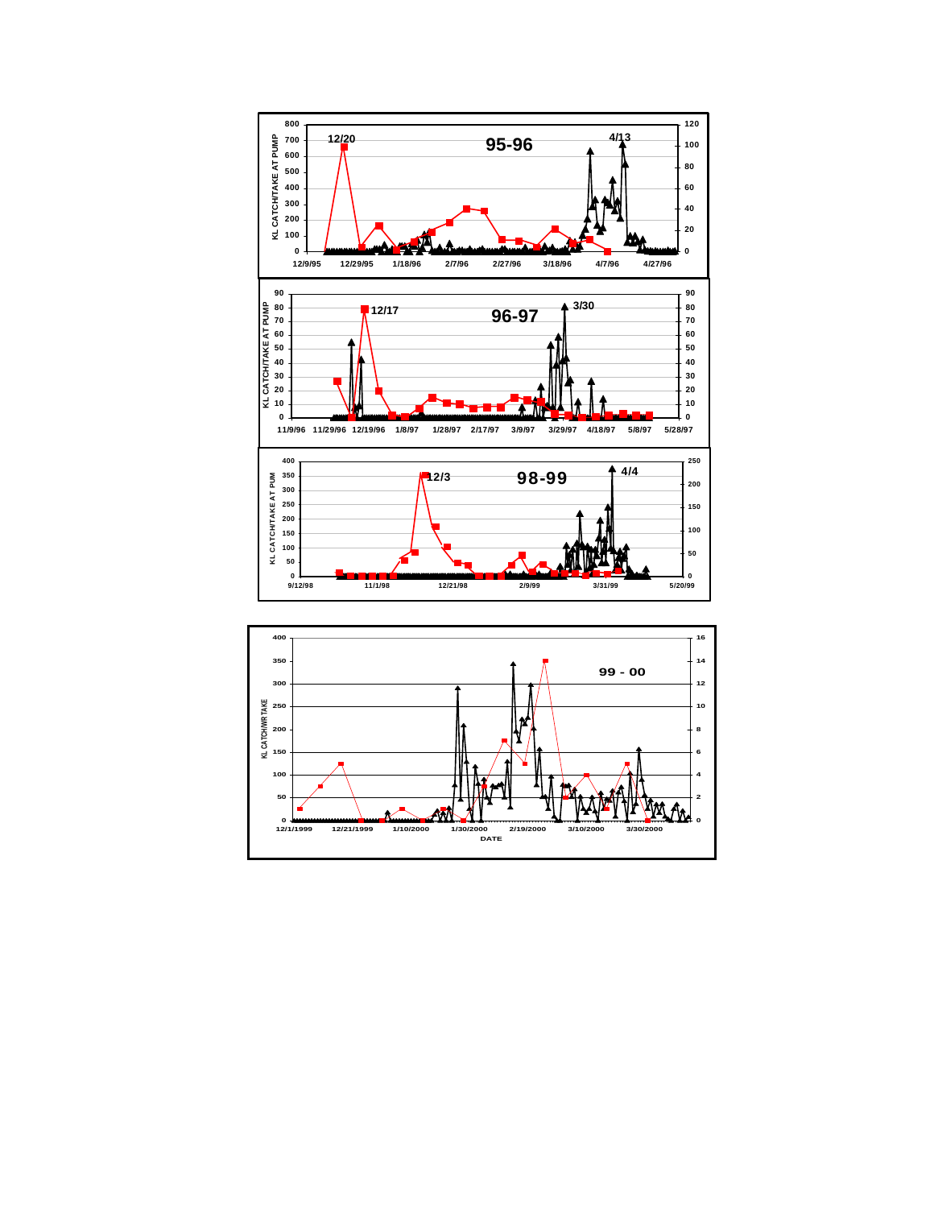**95-96**

KL CATCH/TAKE AT PUMP

12/20 4/13

12/9/95 12/29/95 1/18/96 2/7/96 2/27/96 3/18/96 4/7/96 4/27/96

**96-97**

KL CATCH/TAKE AT PUMP

12/17 3/30

11/9/96 11/29/96 12/19/96 1/8/97 1/28/97 2/17/97 3/9/97 3/29/97 4/18/97 5/8/97 5/28/97

**98-99**

KL CATCH/TAKE AT PUM

12/3 4/4

9/12/98 11/1/98 12/21/98 2/9/99 3/31/99 5/20/99

**99 - 00**

KL CATCH/WR TAKE

12/1/1999 12/21/1999 1/10/2000 1/30/2000 2/19/2000 3/10/2000 3/30/2000

DATE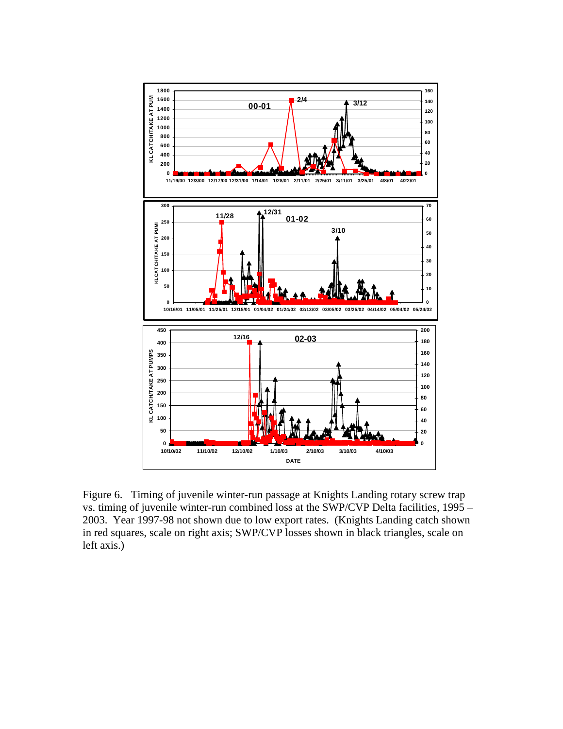Figure 6. Timing of juvenile winter-run passage at Knights Landing rotary screw trap vs. timing of juvenile winter-run combined loss at the SWP/CVP Delta facilities, 1995 – 2003. Year 1997-98 not shown due to low export rates. (Knights Landing catch shown in red squares, scale on right axis; SWP/CVP losses shown in black triangles, scale on left axis.)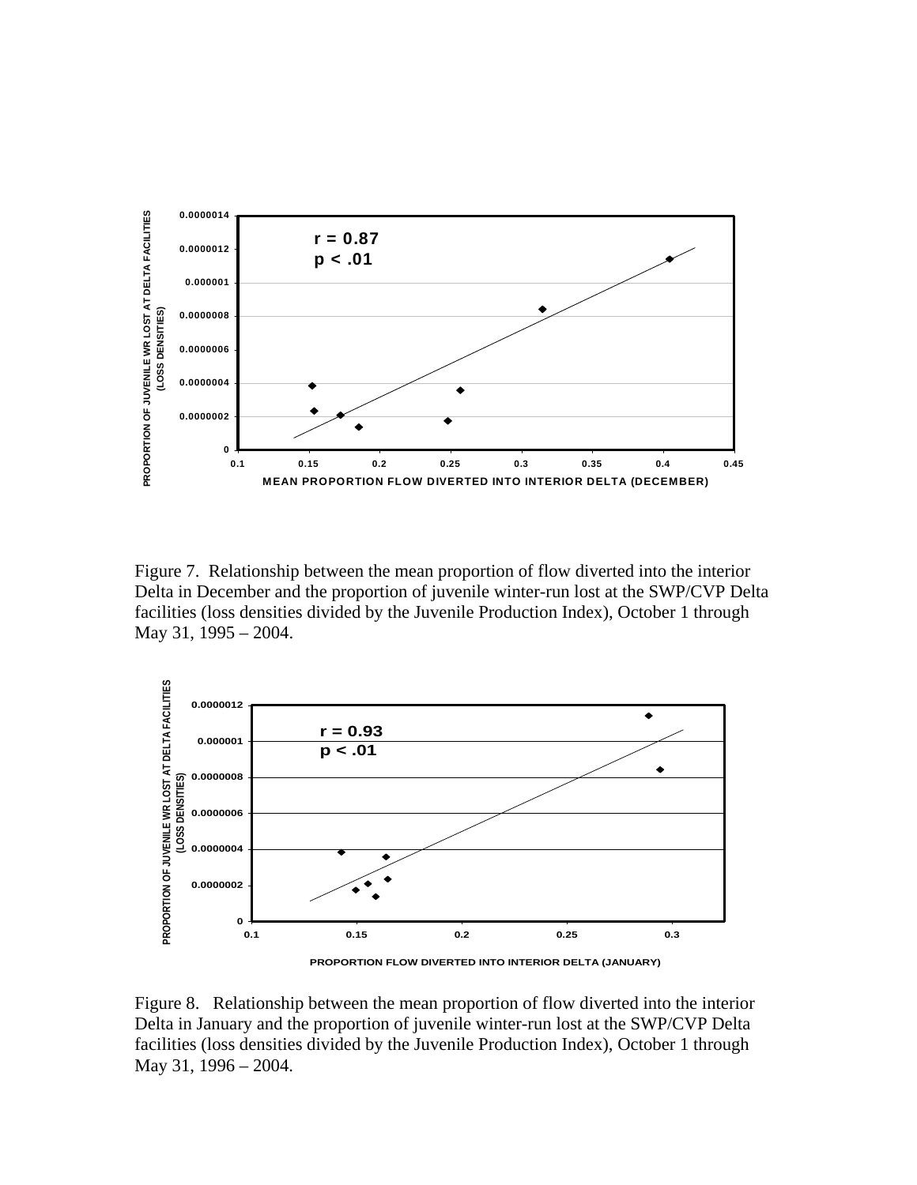Figure 7. Relationship between the mean proportion of flow diverted into the interior Delta in December and the proportion of juvenile winter-run lost at the SWP/CVP Delta facilities (loss densities divided by the Juvenile Production Index), October 1 through May 31, 1995 – 2004.

Figure 8. Relationship between the mean proportion of flow diverted into the interior Delta in January and the proportion of juvenile winter-run lost at the SWP/CVP Delta facilities (loss densities divided by the Juvenile Production Index), October 1 through May 31, 1996 – 2004.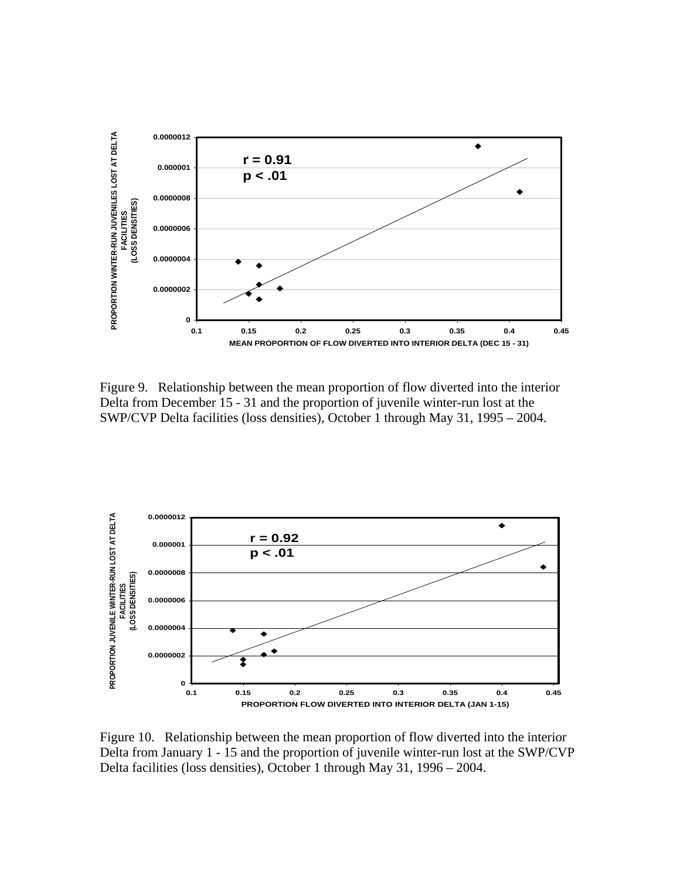Figure 9. Relationship between the mean proportion of flow diverted into the interior Delta from December 15 - 31 and the proportion of juvenile winter-run lost at the SWP/CVP Delta facilities (loss densities), October 1 through May 31, 1995 – 2004.

Figure 10. Relationship between the mean proportion of flow diverted into the interior Delta from January 1 - 15 and the proportion of juvenile winter-run lost at the SWP/CVP Delta facilities (loss densities), October 1 through May 31, 1996 – 2004.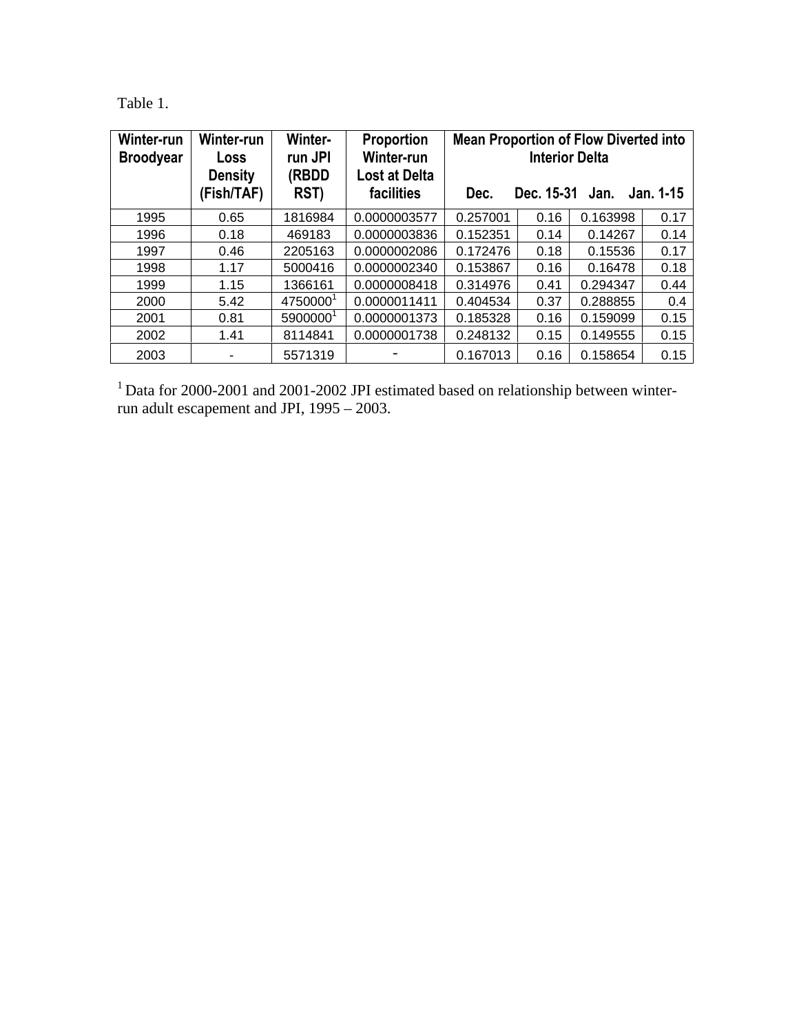Table 1.

| Winter-run Broodyear | Winter-run Loss Density (Fish/TAF) | Winter-run JPI (RBDD RST) | Proportion Winter-run Lost at Delta facilities | Mean Proportion of Flow Diverted into Interior Delta | | | |
|---|---|---|---|---|---|---|---|
| | | | | Dec. | Dec. 15-31 | Jan. | Jan. 1-15 |
| 1995 | 0.65 | 1816984 | 0.0000003577 | 0.257001 | 0.16 | 0.163998 | 0.17 |
| 1996 | 0.18 | 469183 | 0.0000003836 | 0.152351 | 0.14 | 0.14267 | 0.14 |
| 1997 | 0.46 | 2205163 | 0.0000002086 | 0.172476 | 0.18 | 0.15536 | 0.17 |
| 1998 | 1.17 | 5000416 | 0.0000002340 | 0.153867 | 0.16 | 0.16478 | 0.18 |
| 1999 | 1.15 | 1366161 | 0.0000008418 | 0.314976 | 0.41 | 0.294347 | 0.44 |
| 2000 | 5.42 | 4750000[1] | 0.0000011411 | 0.404534 | 0.37 | 0.288855 | 0.4 |
| 2001 | 0.81 | 5900000[1] | 0.0000001373 | 0.185328 | 0.16 | 0.159099 | 0.15 |
| 2002 | 1.41 | 8114841 | 0.0000001738 | 0.248132 | 0.15 | 0.149555 | 0.15 |
| 2003 | - | 5571319 | - | 0.167013 | 0.16 | 0.158654 | 0.15 |

[1] Data for 2000-2001 and 2001-2002 JPI estimated based on relationship between winter-run adult escapement and JPI, 1995 – 2003.